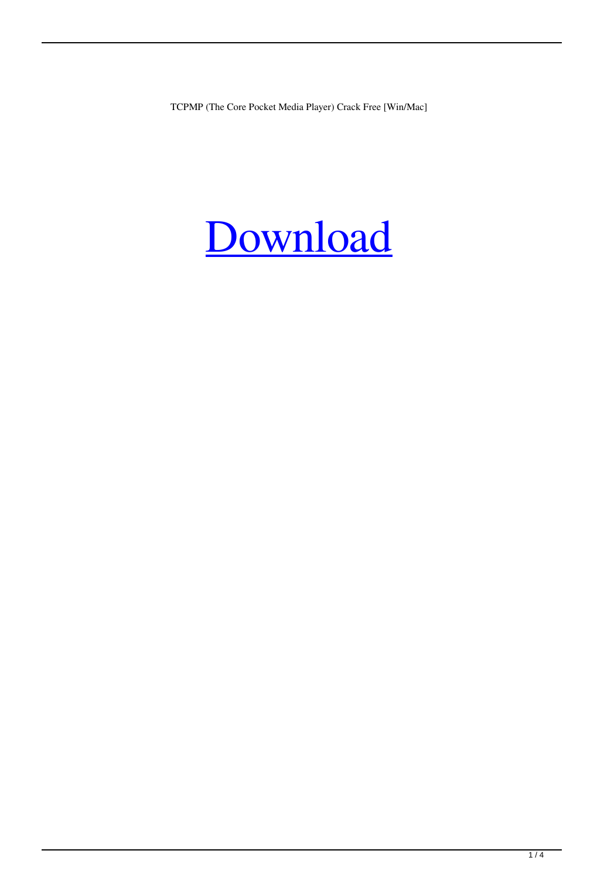TCPMP (The Core Pocket Media Player) Crack Free [Win/Mac]

# Download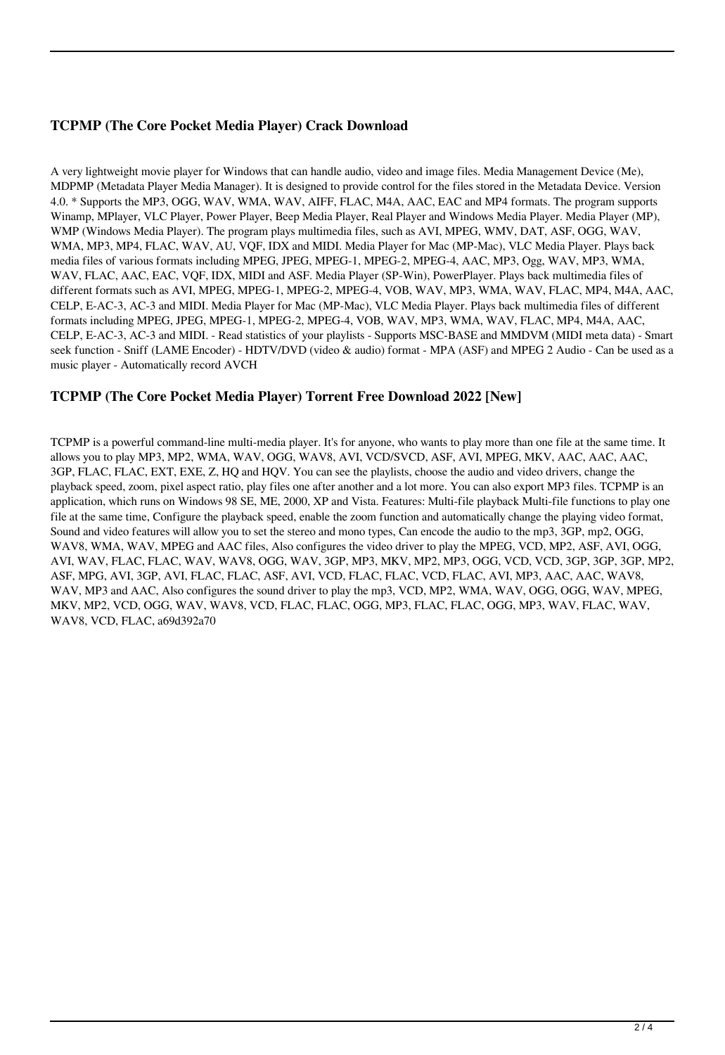### TCPMP (The Core Pocket Media Player) Crack Download

A very lightweight movie player for Windows that can handle audio, video and image files. Media Management Device (Me), MDPMP (Metadata Player Media Manager). It is designed to provide control for the files stored in the Metadata Device. Version 4.0. * Supports the MP3, OGG, WAV, WMA, WAV, AIFF, FLAC, M4A, AAC, EAC and MP4 formats. The program supports Winamp, MPlayer, VLC Player, Power Player, Beep Media Player, Real Player and Windows Media Player. Media Player (MP), WMP (Windows Media Player). The program plays multimedia files, such as AVI, MPEG, WMV, DAT, ASF, OGG, WAV, WMA, MP3, MP4, FLAC, WAV, AU, VQF, IDX and MIDI. Media Player for Mac (MP-Mac), VLC Media Player. Plays back media files of various formats including MPEG, JPEG, MPEG-1, MPEG-2, MPEG-4, AAC, MP3, Ogg, WAV, MP3, WMA, WAV, FLAC, AAC, EAC, VQF, IDX, MIDI and ASF. Media Player (SP-Win), PowerPlayer. Plays back multimedia files of different formats such as AVI, MPEG, MPEG-1, MPEG-2, MPEG-4, VOB, WAV, MP3, WMA, WAV, FLAC, MP4, M4A, AAC, CELP, E-AC-3, AC-3 and MIDI. Media Player for Mac (MP-Mac), VLC Media Player. Plays back multimedia files of different formats including MPEG, JPEG, MPEG-1, MPEG-2, MPEG-4, VOB, WAV, MP3, WMA, WAV, FLAC, MP4, M4A, AAC, CELP, E-AC-3, AC-3 and MIDI. - Read statistics of your playlists - Supports MSC-BASE and MMDVM (MIDI meta data) - Smart seek function - Sniff (LAME Encoder) - HDTV/DVD (video & audio) format - MPA (ASF) and MPEG 2 Audio - Can be used as a music player - Automatically record AVCH

### TCPMP (The Core Pocket Media Player) Torrent Free Download 2022 [New]

TCPMP is a powerful command-line multi-media player. It's for anyone, who wants to play more than one file at the same time. It allows you to play MP3, MP2, WMA, WAV, OGG, WAV8, AVI, VCD/SVCD, ASF, AVI, MPEG, MKV, AAC, AAC, AAC, 3GP, FLAC, FLAC, EXT, EXE, Z, HQ and HQV. You can see the playlists, choose the audio and video drivers, change the playback speed, zoom, pixel aspect ratio, play files one after another and a lot more. You can also export MP3 files. TCPMP is an application, which runs on Windows 98 SE, ME, 2000, XP and Vista. Features: Multi-file playback Multi-file functions to play one file at the same time, Configure the playback speed, enable the zoom function and automatically change the playing video format, Sound and video features will allow you to set the stereo and mono types, Can encode the audio to the mp3, 3GP, mp2, OGG, WAV8, WMA, WAV, MPEG and AAC files, Also configures the video driver to play the MPEG, VCD, MP2, ASF, AVI, OGG, AVI, WAV, FLAC, FLAC, WAV, WAV8, OGG, WAV, 3GP, MP3, MKV, MP2, MP3, OGG, VCD, VCD, 3GP, 3GP, 3GP, MP2, ASF, MPG, AVI, 3GP, AVI, FLAC, FLAC, ASF, AVI, VCD, FLAC, FLAC, VCD, FLAC, AVI, MP3, AAC, AAC, WAV8, WAV, MP3 and AAC, Also configures the sound driver to play the mp3, VCD, MP2, WMA, WAV, OGG, OGG, WAV, MPEG, MKV, MP2, VCD, OGG, WAV, WAV8, VCD, FLAC, FLAC, OGG, MP3, FLAC, FLAC, OGG, MP3, WAV, FLAC, WAV, WAV8, VCD, FLAC, a69d392a70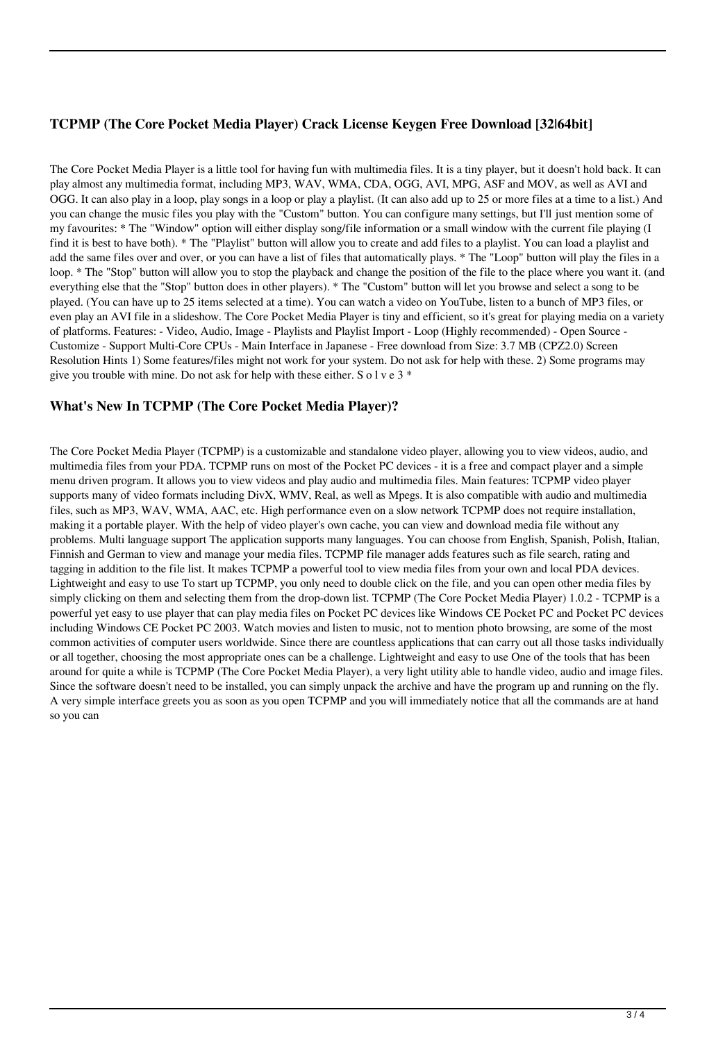### TCPMP (The Core Pocket Media Player) Crack License Keygen Free Download [32|64bit]

The Core Pocket Media Player is a little tool for having fun with multimedia files. It is a tiny player, but it doesn't hold back. It can play almost any multimedia format, including MP3, WAV, WMA, CDA, OGG, AVI, MPG, ASF and MOV, as well as AVI and OGG. It can also play in a loop, play songs in a loop or play a playlist. (It can also add up to 25 or more files at a time to a list.) And you can change the music files you play with the "Custom" button. You can configure many settings, but I'll just mention some of my favourites: * The "Window" option will either display song/file information or a small window with the current file playing (I find it is best to have both). * The "Playlist" button will allow you to create and add files to a playlist. You can load a playlist and add the same files over and over, or you can have a list of files that automatically plays. * The "Loop" button will play the files in a loop. * The "Stop" button will allow you to stop the playback and change the position of the file to the place where you want it. (and everything else that the "Stop" button does in other players). * The "Custom" button will let you browse and select a song to be played. (You can have up to 25 items selected at a time). You can watch a video on YouTube, listen to a bunch of MP3 files, or even play an AVI file in a slideshow. The Core Pocket Media Player is tiny and efficient, so it's great for playing media on a variety of platforms. Features: - Video, Audio, Image - Playlists and Playlist Import - Loop (Highly recommended) - Open Source - Customize - Support Multi-Core CPUs - Main Interface in Japanese - Free download from Size: 3.7 MB (CPZ2.0) Screen Resolution Hints 1) Some features/files might not work for your system. Do not ask for help with these. 2) Some programs may give you trouble with mine. Do not ask for help with these either. S o l v e 3 *

### What's New In TCPMP (The Core Pocket Media Player)?

The Core Pocket Media Player (TCPMP) is a customizable and standalone video player, allowing you to view videos, audio, and multimedia files from your PDA. TCPMP runs on most of the Pocket PC devices - it is a free and compact player and a simple menu driven program. It allows you to view videos and play audio and multimedia files. Main features: TCPMP video player supports many of video formats including DivX, WMV, Real, as well as Mpegs. It is also compatible with audio and multimedia files, such as MP3, WAV, WMA, AAC, etc. High performance even on a slow network TCPMP does not require installation, making it a portable player. With the help of video player's own cache, you can view and download media file without any problems. Multi language support The application supports many languages. You can choose from English, Spanish, Polish, Italian, Finnish and German to view and manage your media files. TCPMP file manager adds features such as file search, rating and tagging in addition to the file list. It makes TCPMP a powerful tool to view media files from your own and local PDA devices. Lightweight and easy to use To start up TCPMP, you only need to double click on the file, and you can open other media files by simply clicking on them and selecting them from the drop-down list. TCPMP (The Core Pocket Media Player) 1.0.2 - TCPMP is a powerful yet easy to use player that can play media files on Pocket PC devices like Windows CE Pocket PC and Pocket PC devices including Windows CE Pocket PC 2003. Watch movies and listen to music, not to mention photo browsing, are some of the most common activities of computer users worldwide. Since there are countless applications that can carry out all those tasks individually or all together, choosing the most appropriate ones can be a challenge. Lightweight and easy to use One of the tools that has been around for quite a while is TCPMP (The Core Pocket Media Player), a very light utility able to handle video, audio and image files. Since the software doesn't need to be installed, you can simply unpack the archive and have the program up and running on the fly. A very simple interface greets you as soon as you open TCPMP and you will immediately notice that all the commands are at hand so you can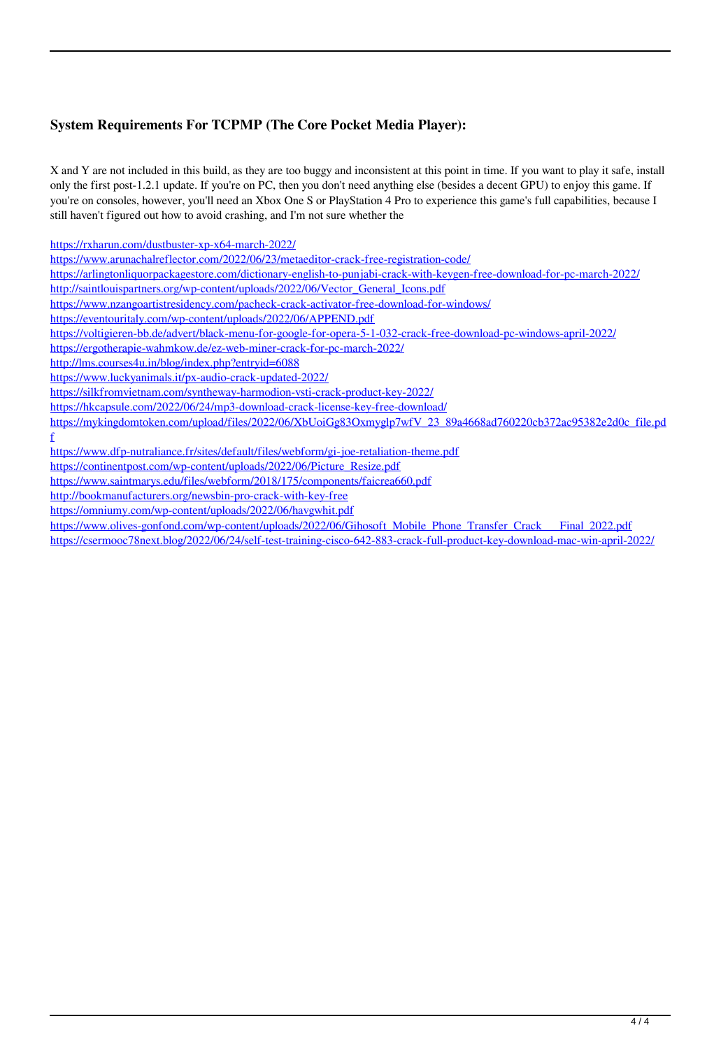## System Requirements For TCPMP (The Core Pocket Media Player):

X and Y are not included in this build, as they are too buggy and inconsistent at this point in time. If you want to play it safe, install only the first post-1.2.1 update. If you're on PC, then you don't need anything else (besides a decent GPU) to enjoy this game. If you're on consoles, however, you'll need an Xbox One S or PlayStation 4 Pro to experience this game's full capabilities, because I still haven't figured out how to avoid crashing, and I'm not sure whether the

https://rxharun.com/dustbuster-xp-x64-march-2022/
https://www.arunachalreflector.com/2022/06/23/metaeditor-crack-free-registration-code/
https://arlingtonliquorpackagestore.com/dictionary-english-to-punjabi-crack-with-keygen-free-download-for-pc-march-2022/
http://saintlouispartners.org/wp-content/uploads/2022/06/Vector_General_Icons.pdf
https://www.nzangoartistresidency.com/pacheck-crack-activator-free-download-for-windows/
https://eventouritaly.com/wp-content/uploads/2022/06/APPEND.pdf
https://voltigieren-bb.de/advert/black-menu-for-google-for-opera-5-1-032-crack-free-download-pc-windows-april-2022/
https://ergotherapie-wahmkow.de/ez-web-miner-crack-for-pc-march-2022/
http://lms.courses4u.in/blog/index.php?entryid=6088
https://www.luckyanimals.it/px-audio-crack-updated-2022/
https://silkfromvietnam.com/syntheway-harmodion-vsti-crack-product-key-2022/
https://hkcapsule.com/2022/06/24/mp3-download-crack-license-key-free-download/
https://mykingdomtoken.com/upload/files/2022/06/XbUoiGg83Oxmyglp7wfV_23_89a4668ad760220cb372ac95382e2d0c_file.pdf
https://www.dfp-nutraliance.fr/sites/default/files/webform/gi-joe-retaliation-theme.pdf
https://continentpost.com/wp-content/uploads/2022/06/Picture_Resize.pdf
https://www.saintmarys.edu/files/webform/2018/175/components/faicrea660.pdf
http://bookmanufacturers.org/newsbin-pro-crack-with-key-free
https://omniumy.com/wp-content/uploads/2022/06/havgwhit.pdf
https://www.olives-gonfond.com/wp-content/uploads/2022/06/Gihosoft_Mobile_Phone_Transfer_Crack___Final_2022.pdf
https://csermooc78next.blog/2022/06/24/self-test-training-cisco-642-883-crack-full-product-key-download-mac-win-april-2022/